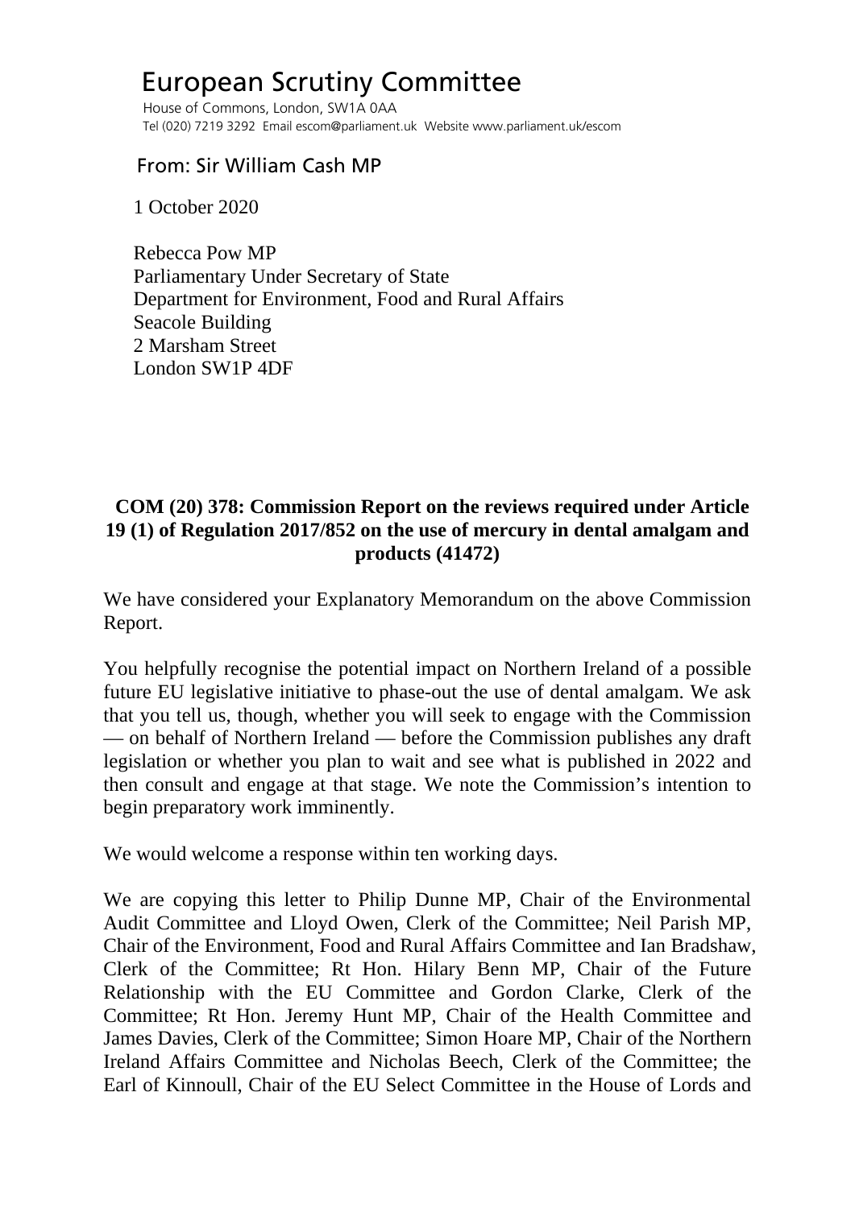# European Scrutiny Committee

House of Commons, London, SW1A 0AA
Tel (020) 7219 3292 Email escom@parliament.uk Website www.parliament.uk/escom

From: Sir William Cash MP

1 October 2020

Rebecca Pow MP
Parliamentary Under Secretary of State
Department for Environment, Food and Rural Affairs
Seacole Building
2 Marsham Street
London SW1P 4DF

**COM (20) 378: Commission Report on the reviews required under Article 19 (1) of Regulation 2017/852 on the use of mercury in dental amalgam and products (41472)**

We have considered your Explanatory Memorandum on the above Commission Report.

You helpfully recognise the potential impact on Northern Ireland of a possible future EU legislative initiative to phase-out the use of dental amalgam. We ask that you tell us, though, whether you will seek to engage with the Commission — on behalf of Northern Ireland — before the Commission publishes any draft legislation or whether you plan to wait and see what is published in 2022 and then consult and engage at that stage. We note the Commission's intention to begin preparatory work imminently.

We would welcome a response within ten working days.

We are copying this letter to Philip Dunne MP, Chair of the Environmental Audit Committee and Lloyd Owen, Clerk of the Committee; Neil Parish MP, Chair of the Environment, Food and Rural Affairs Committee and Ian Bradshaw, Clerk of the Committee; Rt Hon. Hilary Benn MP, Chair of the Future Relationship with the EU Committee and Gordon Clarke, Clerk of the Committee; Rt Hon. Jeremy Hunt MP, Chair of the Health Committee and James Davies, Clerk of the Committee; Simon Hoare MP, Chair of the Northern Ireland Affairs Committee and Nicholas Beech, Clerk of the Committee; the Earl of Kinnoull, Chair of the EU Select Committee in the House of Lords and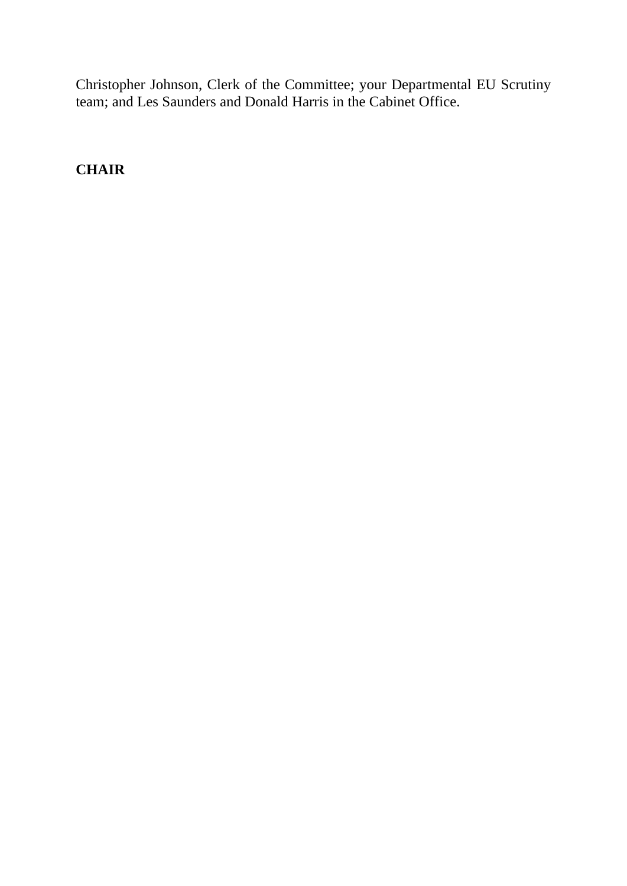Christopher Johnson, Clerk of the Committee; your Departmental EU Scrutiny team; and Les Saunders and Donald Harris in the Cabinet Office.

**CHAIR**